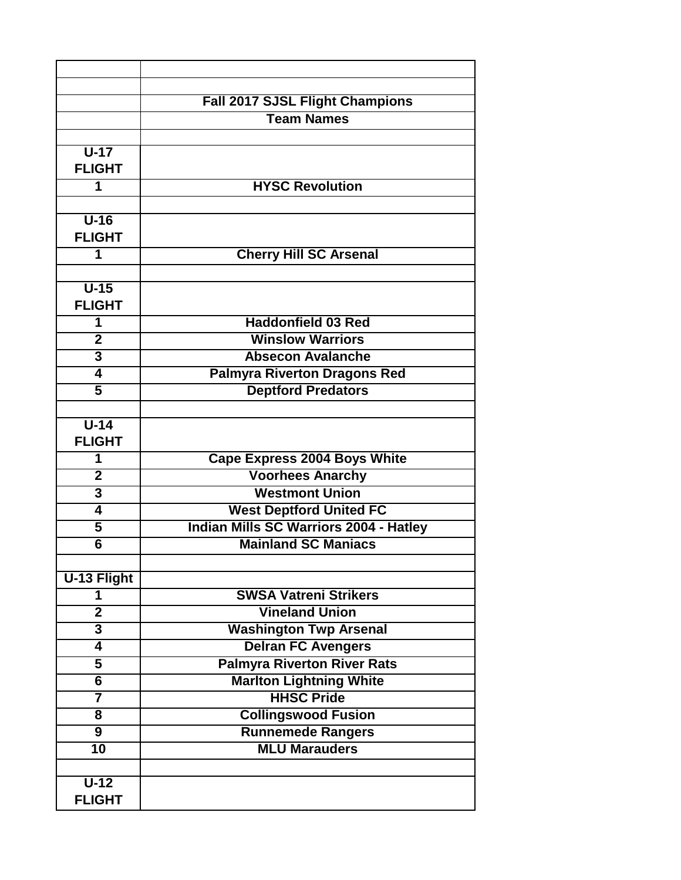| | |
|---|---|
| | |
| | Fall 2017 SJSL Flight Champions |
| | Team Names |
| | |
| U-17 FLIGHT | |
| 1 | HYSC Revolution |
| | |
| U-16 FLIGHT | |
| 1 | Cherry Hill SC Arsenal |
| | |
| U-15 FLIGHT | |
| 1 | Haddonfield 03 Red |
| 2 | Winslow Warriors |
| 3 | Absecon Avalanche |
| 4 | Palmyra Riverton Dragons Red |
| 5 | Deptford Predators |
| | |
| U-14 FLIGHT | |
| 1 | Cape Express 2004 Boys White |
| 2 | Voorhees Anarchy |
| 3 | Westmont Union |
| 4 | West Deptford United FC |
| 5 | Indian Mills SC Warriors 2004 - Hatley |
| 6 | Mainland SC Maniacs |
| | |
| U-13 Flight | |
| 1 | SWSA Vatreni Strikers |
| 2 | Vineland Union |
| 3 | Washington Twp Arsenal |
| 4 | Delran FC Avengers |
| 5 | Palmyra Riverton River Rats |
| 6 | Marlton Lightning White |
| 7 | HHSC Pride |
| 8 | Collingswood Fusion |
| 9 | Runnemede Rangers |
| 10 | MLU Marauders |
| | |
| U-12 FLIGHT | |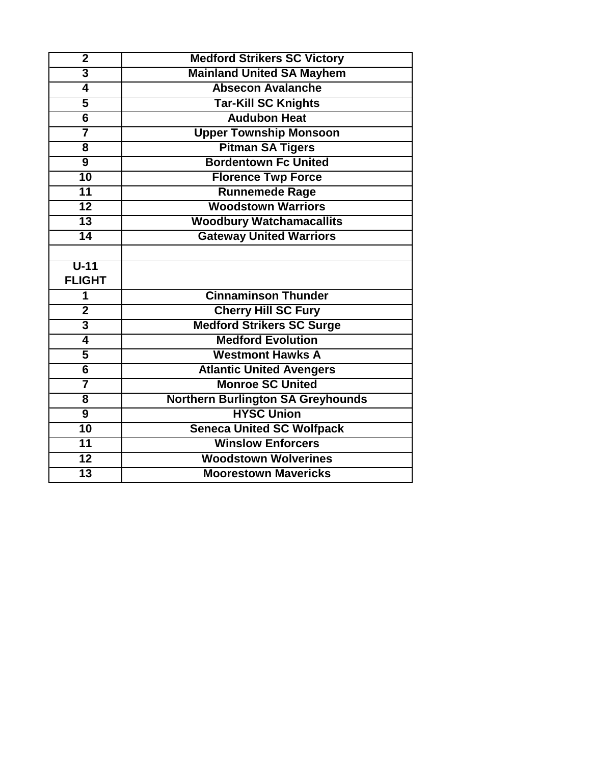| | |
|---|---|
| 2 | Medford Strikers SC Victory |
| 3 | Mainland United SA Mayhem |
| 4 | Absecon Avalanche |
| 5 | Tar-Kill SC Knights |
| 6 | Audubon Heat |
| 7 | Upper Township Monsoon |
| 8 | Pitman SA Tigers |
| 9 | Bordentown Fc United |
| 10 | Florence Twp Force |
| 11 | Runnemede Rage |
| 12 | Woodstown Warriors |
| 13 | Woodbury Watchamacallits |
| 14 | Gateway United Warriors |
| | |
| U-11 FLIGHT | |
| 1 | Cinnaminson Thunder |
| 2 | Cherry Hill SC Fury |
| 3 | Medford Strikers SC Surge |
| 4 | Medford Evolution |
| 5 | Westmont Hawks A |
| 6 | Atlantic United Avengers |
| 7 | Monroe SC United |
| 8 | Northern Burlington SA Greyhounds |
| 9 | HYSC Union |
| 10 | Seneca United SC Wolfpack |
| 11 | Winslow Enforcers |
| 12 | Woodstown Wolverines |
| 13 | Moorestown Mavericks |